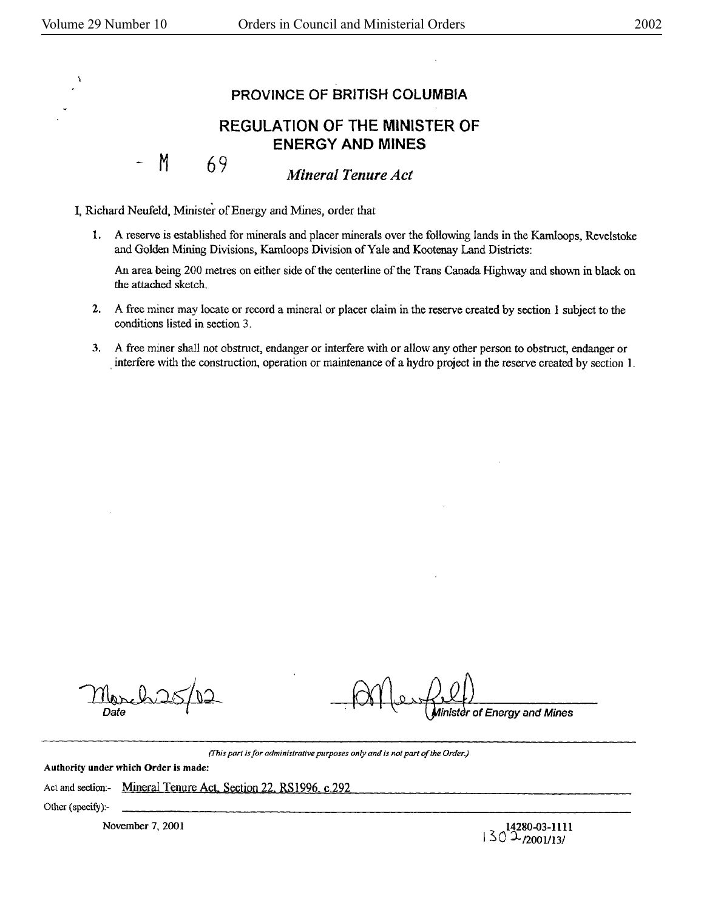# PROVINCE OF BRITISH COLUMBIA

## REGULATION OF THE MINISTER OF ENERGY AND MINES

- M 69

*Mineral Tenure Act*

I, Richard Neufeld, Minister of Energy and Mines, order that

1. A reserve is established for minerals and placer minerals over the following lands in the Kamloops, Revelstoke and Golden Mining Divisions, Kamloops Division of Yale and Kootenay Land Districts:

   An area being 200 metres on either side of the centerline of the Trans Canada Highway and shown in black on the attached sketch.

2. A free miner may locate or record a mineral or placer claim in the reserve created by section 1 subject to the conditions listed in section 3.

3. A free miner shall not obstruct, endanger or interfere with or allow any other person to obstruct, endanger or interfere with the construction, operation or maintenance of a hydro project in the reserve created by section 1.

March 25/02
Date

Minister of Energy and Mines

*(This part is for administrative purposes only and is not part of the Order.)*

**Authority under which Order is made:**

Act and section:- Mineral Tenure Act, Section 22, RS1996, c.292

Other (specify):-

November 7, 2001

14280-03-1111
1302/2001/13/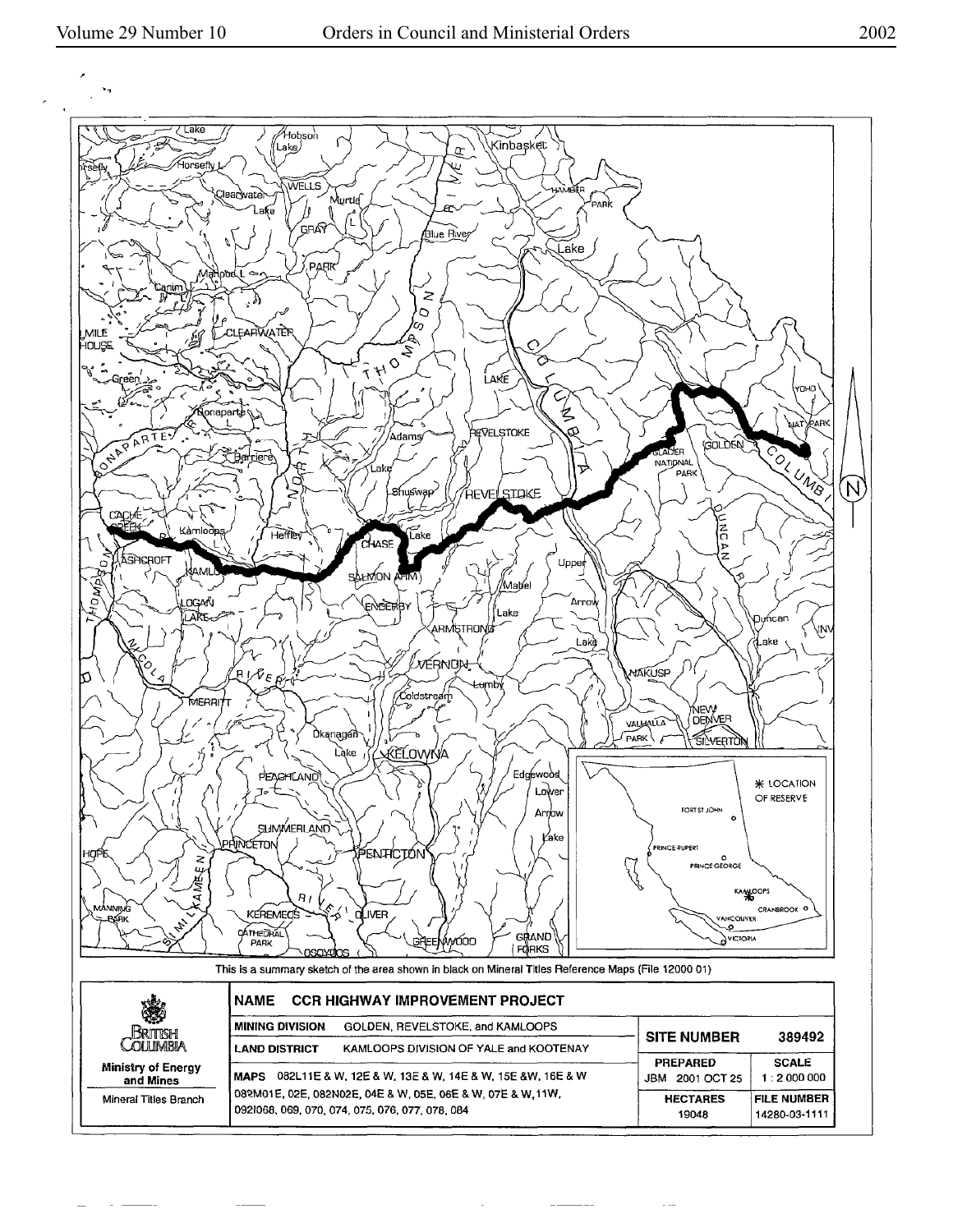This is a summary sketch of the area shown in black on Mineral Titles Reference Maps (File 12000 01)

| | | | |
|---|---|---|---|
| British Columbia<br>**Ministry of Energy and Mines**<br>Mineral Titles Branch | **NAME CCR HIGHWAY IMPROVEMENT PROJECT** | | |
| | **MINING DIVISION** GOLDEN, REVELSTOKE, and KAMLOOPS | **SITE NUMBER** | **389492** |
| | **LAND DISTRICT** KAMLOOPS DIVISION OF YALE and KOOTENAY | | |
| | **MAPS** 082L11E & W, 12E & W, 13E & W, 14E & W, 15E &W, 16E & W<br>082M01E, 02E, 082N02E, 04E & W, 05E, 06E & W, 07E & W, 11W,<br>092I068, 069, 070, 074, 075, 076, 077, 078, 084 | **PREPARED**<br>JBM 2001 OCT 25 | **SCALE**<br>1 : 2 000 000 |
| | | **HECTARES**<br>19048 | **FILE NUMBER**<br>14280-03-1111 |